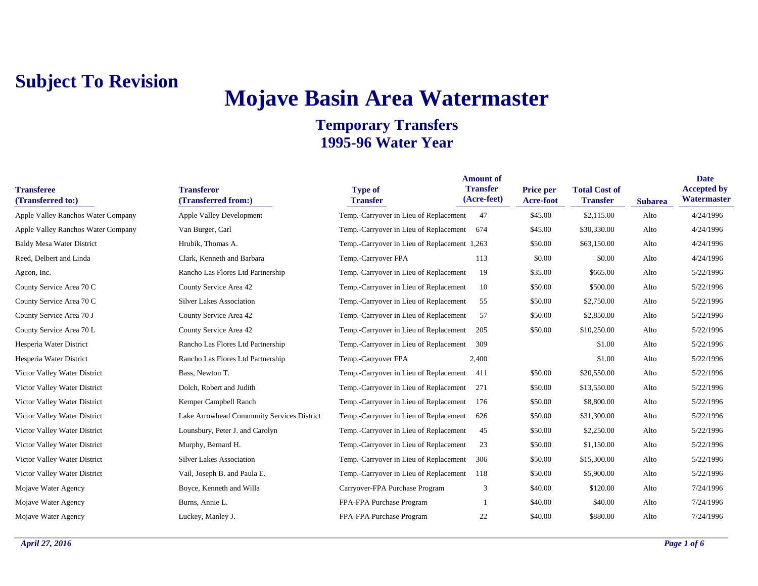**Subject To Revision**

# Mojave Basin Area Watermaster

## Temporary Transfers
## 1995-96 Water Year

| Transferee (Transferred to:) | Transferor (Transferred from:) | Type of Transfer | Amount of Transfer (Acre-feet) | Price per Acre-foot | Total Cost of Transfer | Subarea | Date Accepted by Watermaster |
|---|---|---|---|---|---|---|---|
| Apple Valley Ranchos Water Company | Apple Valley Development | Temp.-Carryover in Lieu of Replacement | 47 | $45.00 | $2,115.00 | Alto | 4/24/1996 |
| Apple Valley Ranchos Water Company | Van Burger, Carl | Temp.-Carryover in Lieu of Replacement | 674 | $45.00 | $30,330.00 | Alto | 4/24/1996 |
| Baldy Mesa Water District | Hrubik, Thomas A. | Temp.-Carryover in Lieu of Replacement | 1,263 | $50.00 | $63,150.00 | Alto | 4/24/1996 |
| Reed, Delbert and Linda | Clark, Kenneth and Barbara | Temp.-Carryover FPA | 113 | $0.00 | $0.00 | Alto | 4/24/1996 |
| Agcon, Inc. | Rancho Las Flores Ltd Partnership | Temp.-Carryover in Lieu of Replacement | 19 | $35.00 | $665.00 | Alto | 5/22/1996 |
| County Service Area 70 C | County Service Area 42 | Temp.-Carryover in Lieu of Replacement | 10 | $50.00 | $500.00 | Alto | 5/22/1996 |
| County Service Area 70 C | Silver Lakes Association | Temp.-Carryover in Lieu of Replacement | 55 | $50.00 | $2,750.00 | Alto | 5/22/1996 |
| County Service Area 70 J | County Service Area 42 | Temp.-Carryover in Lieu of Replacement | 57 | $50.00 | $2,850.00 | Alto | 5/22/1996 |
| County Service Area 70 L | County Service Area 42 | Temp.-Carryover in Lieu of Replacement | 205 | $50.00 | $10,250.00 | Alto | 5/22/1996 |
| Hesperia Water District | Rancho Las Flores Ltd Partnership | Temp.-Carryover in Lieu of Replacement | 309 | | $1.00 | Alto | 5/22/1996 |
| Hesperia Water District | Rancho Las Flores Ltd Partnership | Temp.-Carryover FPA | 2,400 | | $1.00 | Alto | 5/22/1996 |
| Victor Valley Water District | Bass, Newton T. | Temp.-Carryover in Lieu of Replacement | 411 | $50.00 | $20,550.00 | Alto | 5/22/1996 |
| Victor Valley Water District | Dolch, Robert and Judith | Temp.-Carryover in Lieu of Replacement | 271 | $50.00 | $13,550.00 | Alto | 5/22/1996 |
| Victor Valley Water District | Kemper Campbell Ranch | Temp.-Carryover in Lieu of Replacement | 176 | $50.00 | $8,800.00 | Alto | 5/22/1996 |
| Victor Valley Water District | Lake Arrowhead Community Services District | Temp.-Carryover in Lieu of Replacement | 626 | $50.00 | $31,300.00 | Alto | 5/22/1996 |
| Victor Valley Water District | Lounsbury, Peter J. and Carolyn | Temp.-Carryover in Lieu of Replacement | 45 | $50.00 | $2,250.00 | Alto | 5/22/1996 |
| Victor Valley Water District | Murphy, Bernard H. | Temp.-Carryover in Lieu of Replacement | 23 | $50.00 | $1,150.00 | Alto | 5/22/1996 |
| Victor Valley Water District | Silver Lakes Association | Temp.-Carryover in Lieu of Replacement | 306 | $50.00 | $15,300.00 | Alto | 5/22/1996 |
| Victor Valley Water District | Vail, Joseph B. and Paula E. | Temp.-Carryover in Lieu of Replacement | 118 | $50.00 | $5,900.00 | Alto | 5/22/1996 |
| Mojave Water Agency | Boyce, Kenneth and Willa | Carryover-FPA Purchase Program | 3 | $40.00 | $120.00 | Alto | 7/24/1996 |
| Mojave Water Agency | Burns, Annie L. | FPA-FPA Purchase Program | 1 | $40.00 | $40.00 | Alto | 7/24/1996 |
| Mojave Water Agency | Luckey, Manley J. | FPA-FPA Purchase Program | 22 | $40.00 | $880.00 | Alto | 7/24/1996 |

*April 27, 2016*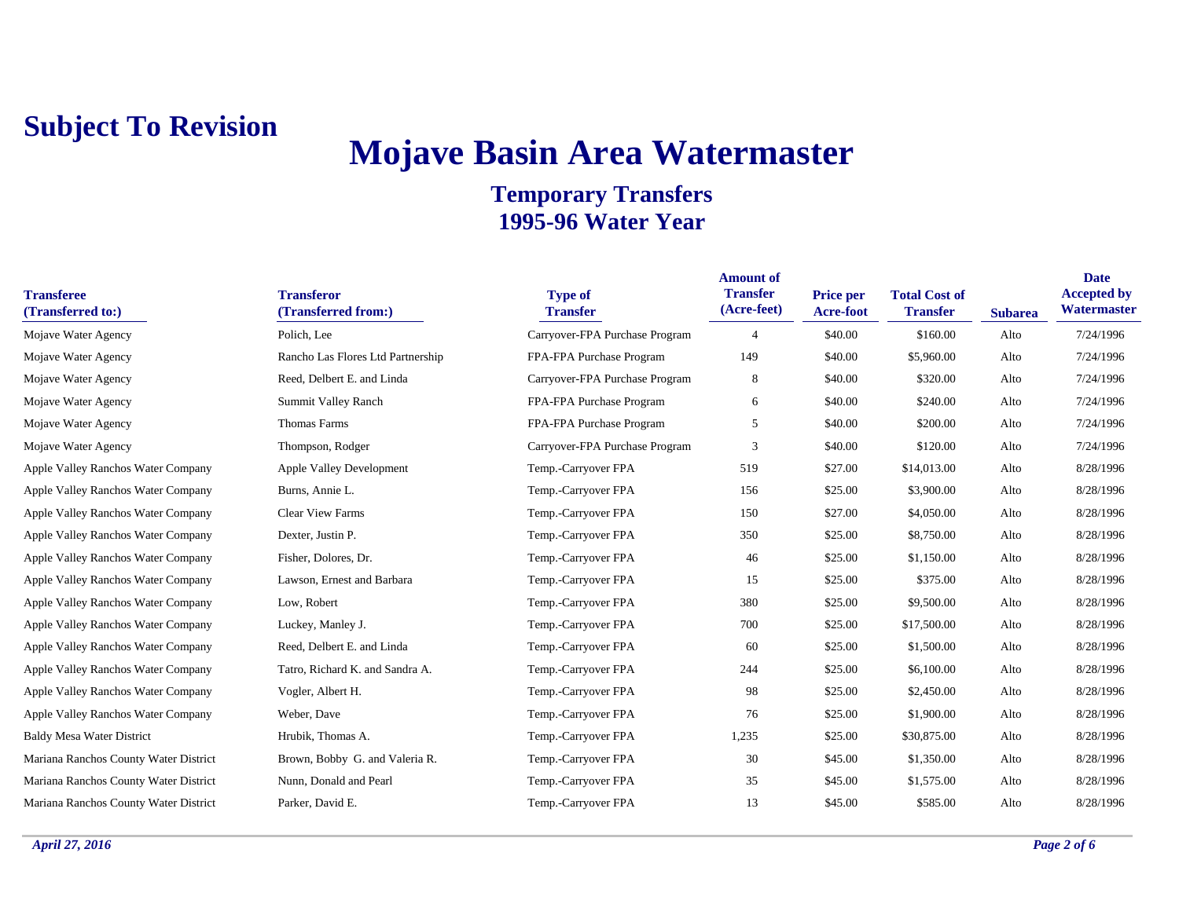**Subject To Revision**

# Mojave Basin Area Watermaster

## Temporary Transfers
## 1995-96 Water Year

| Transferee (Transferred to:) | Transferor (Transferred from:) | Type of Transfer | Amount of Transfer (Acre-feet) | Price per Acre-foot | Total Cost of Transfer | Subarea | Date Accepted by Watermaster |
|---|---|---|---|---|---|---|---|
| Mojave Water Agency | Polich, Lee | Carryover-FPA Purchase Program | 4 | $40.00 | $160.00 | Alto | 7/24/1996 |
| Mojave Water Agency | Rancho Las Flores Ltd Partnership | FPA-FPA Purchase Program | 149 | $40.00 | $5,960.00 | Alto | 7/24/1996 |
| Mojave Water Agency | Reed, Delbert E. and Linda | Carryover-FPA Purchase Program | 8 | $40.00 | $320.00 | Alto | 7/24/1996 |
| Mojave Water Agency | Summit Valley Ranch | FPA-FPA Purchase Program | 6 | $40.00 | $240.00 | Alto | 7/24/1996 |
| Mojave Water Agency | Thomas Farms | FPA-FPA Purchase Program | 5 | $40.00 | $200.00 | Alto | 7/24/1996 |
| Mojave Water Agency | Thompson, Rodger | Carryover-FPA Purchase Program | 3 | $40.00 | $120.00 | Alto | 7/24/1996 |
| Apple Valley Ranchos Water Company | Apple Valley Development | Temp.-Carryover FPA | 519 | $27.00 | $14,013.00 | Alto | 8/28/1996 |
| Apple Valley Ranchos Water Company | Burns, Annie L. | Temp.-Carryover FPA | 156 | $25.00 | $3,900.00 | Alto | 8/28/1996 |
| Apple Valley Ranchos Water Company | Clear View Farms | Temp.-Carryover FPA | 150 | $27.00 | $4,050.00 | Alto | 8/28/1996 |
| Apple Valley Ranchos Water Company | Dexter, Justin P. | Temp.-Carryover FPA | 350 | $25.00 | $8,750.00 | Alto | 8/28/1996 |
| Apple Valley Ranchos Water Company | Fisher, Dolores, Dr. | Temp.-Carryover FPA | 46 | $25.00 | $1,150.00 | Alto | 8/28/1996 |
| Apple Valley Ranchos Water Company | Lawson, Ernest and Barbara | Temp.-Carryover FPA | 15 | $25.00 | $375.00 | Alto | 8/28/1996 |
| Apple Valley Ranchos Water Company | Low, Robert | Temp.-Carryover FPA | 380 | $25.00 | $9,500.00 | Alto | 8/28/1996 |
| Apple Valley Ranchos Water Company | Luckey, Manley J. | Temp.-Carryover FPA | 700 | $25.00 | $17,500.00 | Alto | 8/28/1996 |
| Apple Valley Ranchos Water Company | Reed, Delbert E. and Linda | Temp.-Carryover FPA | 60 | $25.00 | $1,500.00 | Alto | 8/28/1996 |
| Apple Valley Ranchos Water Company | Tatro, Richard K. and Sandra A. | Temp.-Carryover FPA | 244 | $25.00 | $6,100.00 | Alto | 8/28/1996 |
| Apple Valley Ranchos Water Company | Vogler, Albert H. | Temp.-Carryover FPA | 98 | $25.00 | $2,450.00 | Alto | 8/28/1996 |
| Apple Valley Ranchos Water Company | Weber, Dave | Temp.-Carryover FPA | 76 | $25.00 | $1,900.00 | Alto | 8/28/1996 |
| Baldy Mesa Water District | Hrubik, Thomas A. | Temp.-Carryover FPA | 1,235 | $25.00 | $30,875.00 | Alto | 8/28/1996 |
| Mariana Ranchos County Water District | Brown, Bobby G. and Valeria R. | Temp.-Carryover FPA | 30 | $45.00 | $1,350.00 | Alto | 8/28/1996 |
| Mariana Ranchos County Water District | Nunn, Donald and Pearl | Temp.-Carryover FPA | 35 | $45.00 | $1,575.00 | Alto | 8/28/1996 |
| Mariana Ranchos County Water District | Parker, David E. | Temp.-Carryover FPA | 13 | $45.00 | $585.00 | Alto | 8/28/1996 |

*April 27, 2016*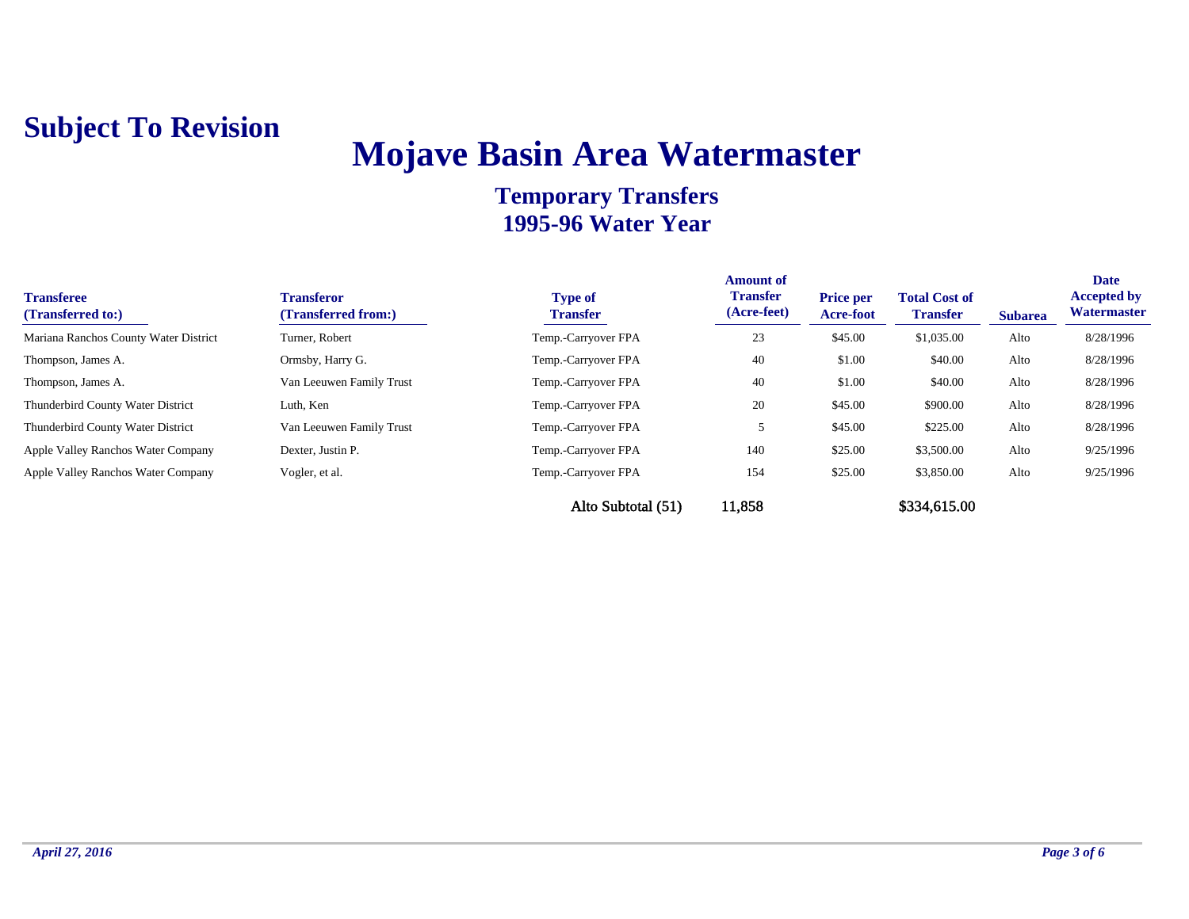**Subject To Revision**

# Mojave Basin Area Watermaster

## Temporary Transfers
## 1995-96 Water Year

| Transferee (Transferred to:) | Transferor (Transferred from:) | Type of Transfer | Amount of Transfer (Acre-feet) | Price per Acre-foot | Total Cost of Transfer | Subarea | Date Accepted by Watermaster |
|---|---|---|---|---|---|---|---|
| Mariana Ranchos County Water District | Turner, Robert | Temp.-Carryover FPA | 23 | $45.00 | $1,035.00 | Alto | 8/28/1996 |
| Thompson, James A. | Ormsby, Harry G. | Temp.-Carryover FPA | 40 | $1.00 | $40.00 | Alto | 8/28/1996 |
| Thompson, James A. | Van Leeuwen Family Trust | Temp.-Carryover FPA | 40 | $1.00 | $40.00 | Alto | 8/28/1996 |
| Thunderbird County Water District | Luth, Ken | Temp.-Carryover FPA | 20 | $45.00 | $900.00 | Alto | 8/28/1996 |
| Thunderbird County Water District | Van Leeuwen Family Trust | Temp.-Carryover FPA | 5 | $45.00 | $225.00 | Alto | 8/28/1996 |
| Apple Valley Ranchos Water Company | Dexter, Justin P. | Temp.-Carryover FPA | 140 | $25.00 | $3,500.00 | Alto | 9/25/1996 |
| Apple Valley Ranchos Water Company | Vogler, et al. | Temp.-Carryover FPA | 154 | $25.00 | $3,850.00 | Alto | 9/25/1996 |
| | | Alto Subtotal (51) | 11,858 | | $334,615.00 | | |

*April 27, 2016*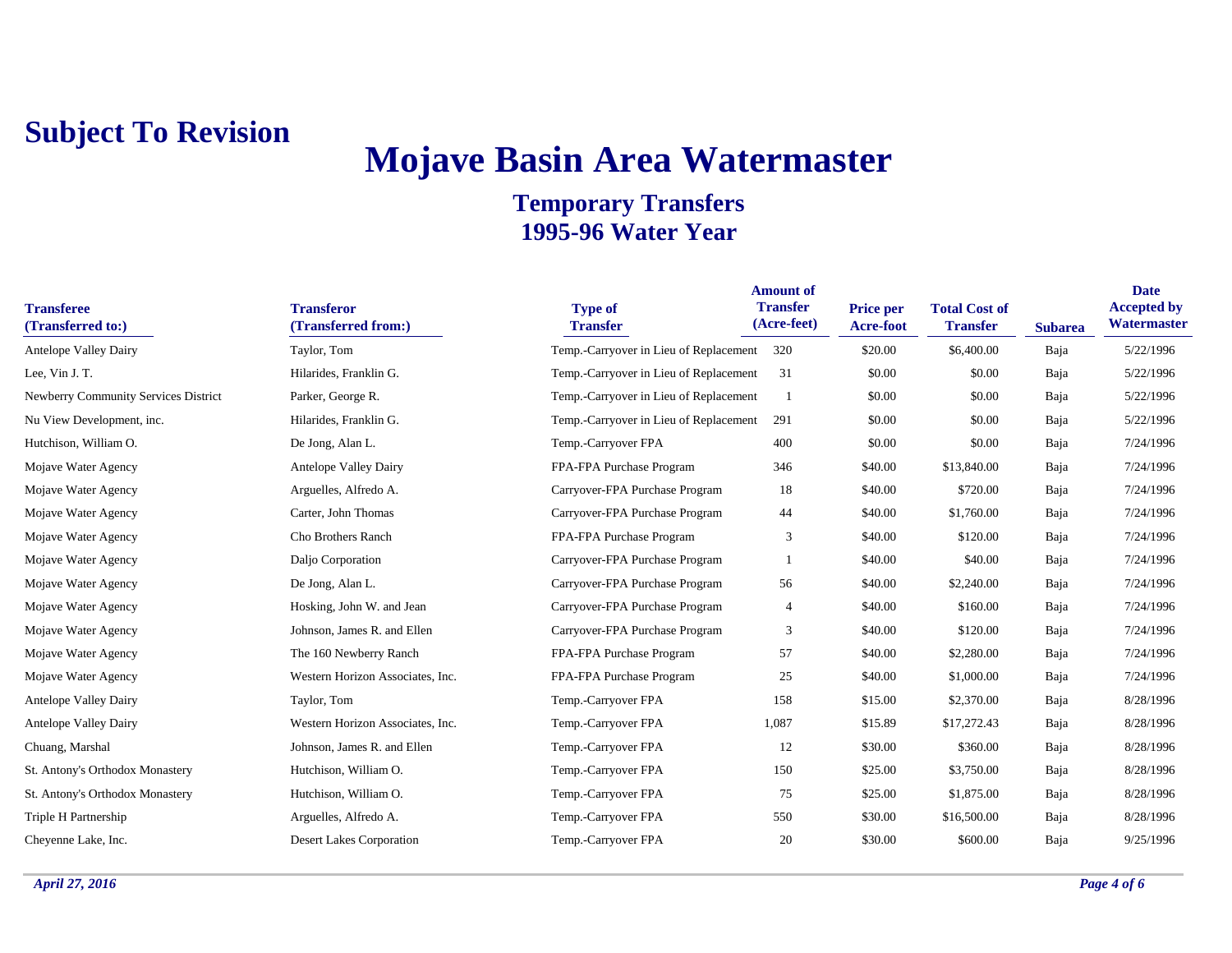**Subject To Revision**

# Mojave Basin Area Watermaster

## Temporary Transfers
## 1995-96 Water Year

| Transferee (Transferred to:) | Transferor (Transferred from:) | Type of Transfer | Amount of Transfer (Acre-feet) | Price per Acre-foot | Total Cost of Transfer | Subarea | Date Accepted by Watermaster |
|---|---|---|---|---|---|---|---|
| Antelope Valley Dairy | Taylor, Tom | Temp.-Carryover in Lieu of Replacement | 320 | $20.00 | $6,400.00 | Baja | 5/22/1996 |
| Lee, Vin J. T. | Hilarides, Franklin G. | Temp.-Carryover in Lieu of Replacement | 31 | $0.00 | $0.00 | Baja | 5/22/1996 |
| Newberry Community Services District | Parker, George R. | Temp.-Carryover in Lieu of Replacement | 1 | $0.00 | $0.00 | Baja | 5/22/1996 |
| Nu View Development, inc. | Hilarides, Franklin G. | Temp.-Carryover in Lieu of Replacement | 291 | $0.00 | $0.00 | Baja | 5/22/1996 |
| Hutchison, William O. | De Jong, Alan L. | Temp.-Carryover FPA | 400 | $0.00 | $0.00 | Baja | 7/24/1996 |
| Mojave Water Agency | Antelope Valley Dairy | FPA-FPA Purchase Program | 346 | $40.00 | $13,840.00 | Baja | 7/24/1996 |
| Mojave Water Agency | Arguelles, Alfredo A. | Carryover-FPA Purchase Program | 18 | $40.00 | $720.00 | Baja | 7/24/1996 |
| Mojave Water Agency | Carter, John Thomas | Carryover-FPA Purchase Program | 44 | $40.00 | $1,760.00 | Baja | 7/24/1996 |
| Mojave Water Agency | Cho Brothers Ranch | FPA-FPA Purchase Program | 3 | $40.00 | $120.00 | Baja | 7/24/1996 |
| Mojave Water Agency | Daljo Corporation | Carryover-FPA Purchase Program | 1 | $40.00 | $40.00 | Baja | 7/24/1996 |
| Mojave Water Agency | De Jong, Alan L. | Carryover-FPA Purchase Program | 56 | $40.00 | $2,240.00 | Baja | 7/24/1996 |
| Mojave Water Agency | Hosking, John W. and Jean | Carryover-FPA Purchase Program | 4 | $40.00 | $160.00 | Baja | 7/24/1996 |
| Mojave Water Agency | Johnson, James R. and Ellen | Carryover-FPA Purchase Program | 3 | $40.00 | $120.00 | Baja | 7/24/1996 |
| Mojave Water Agency | The 160 Newberry Ranch | FPA-FPA Purchase Program | 57 | $40.00 | $2,280.00 | Baja | 7/24/1996 |
| Mojave Water Agency | Western Horizon Associates, Inc. | FPA-FPA Purchase Program | 25 | $40.00 | $1,000.00 | Baja | 7/24/1996 |
| Antelope Valley Dairy | Taylor, Tom | Temp.-Carryover FPA | 158 | $15.00 | $2,370.00 | Baja | 8/28/1996 |
| Antelope Valley Dairy | Western Horizon Associates, Inc. | Temp.-Carryover FPA | 1,087 | $15.89 | $17,272.43 | Baja | 8/28/1996 |
| Chuang, Marshal | Johnson, James R. and Ellen | Temp.-Carryover FPA | 12 | $30.00 | $360.00 | Baja | 8/28/1996 |
| St. Antony's Orthodox Monastery | Hutchison, William O. | Temp.-Carryover FPA | 150 | $25.00 | $3,750.00 | Baja | 8/28/1996 |
| St. Antony's Orthodox Monastery | Hutchison, William O. | Temp.-Carryover FPA | 75 | $25.00 | $1,875.00 | Baja | 8/28/1996 |
| Triple H Partnership | Arguelles, Alfredo A. | Temp.-Carryover FPA | 550 | $30.00 | $16,500.00 | Baja | 8/28/1996 |
| Cheyenne Lake, Inc. | Desert Lakes Corporation | Temp.-Carryover FPA | 20 | $30.00 | $600.00 | Baja | 9/25/1996 |

*April 27, 2016*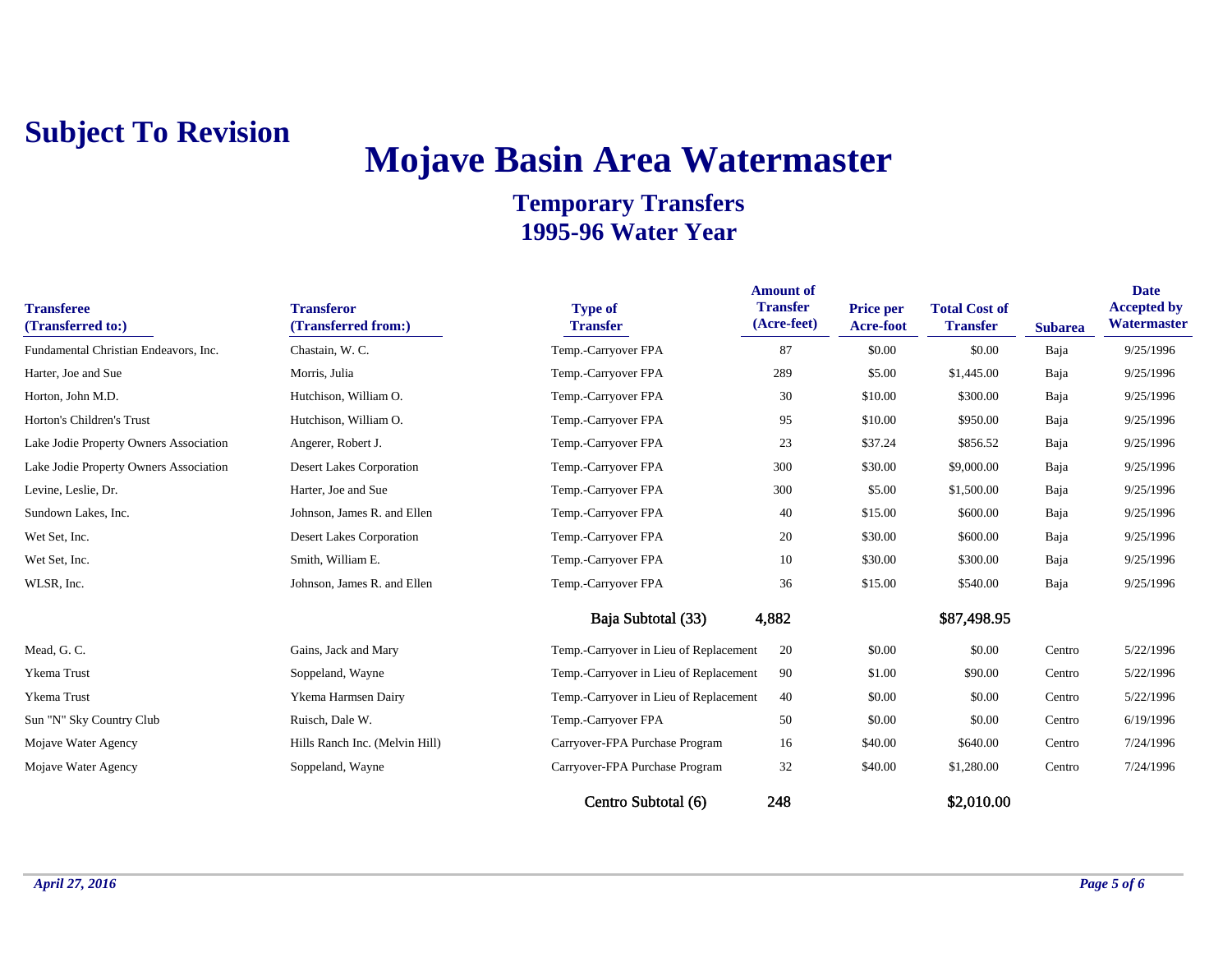**Subject To Revision**

# Mojave Basin Area Watermaster

## Temporary Transfers
## 1995-96 Water Year

| Transferee (Transferred to:) | Transferor (Transferred from:) | Type of Transfer | Amount of Transfer (Acre-feet) | Price per Acre-foot | Total Cost of Transfer | Subarea | Date Accepted by Watermaster |
|---|---|---|---|---|---|---|---|
| Fundamental Christian Endeavors, Inc. | Chastain, W. C. | Temp.-Carryover FPA | 87 | $0.00 | $0.00 | Baja | 9/25/1996 |
| Harter, Joe and Sue | Morris, Julia | Temp.-Carryover FPA | 289 | $5.00 | $1,445.00 | Baja | 9/25/1996 |
| Horton, John M.D. | Hutchison, William O. | Temp.-Carryover FPA | 30 | $10.00 | $300.00 | Baja | 9/25/1996 |
| Horton's Children's Trust | Hutchison, William O. | Temp.-Carryover FPA | 95 | $10.00 | $950.00 | Baja | 9/25/1996 |
| Lake Jodie Property Owners Association | Angerer, Robert J. | Temp.-Carryover FPA | 23 | $37.24 | $856.52 | Baja | 9/25/1996 |
| Lake Jodie Property Owners Association | Desert Lakes Corporation | Temp.-Carryover FPA | 300 | $30.00 | $9,000.00 | Baja | 9/25/1996 |
| Levine, Leslie, Dr. | Harter, Joe and Sue | Temp.-Carryover FPA | 300 | $5.00 | $1,500.00 | Baja | 9/25/1996 |
| Sundown Lakes, Inc. | Johnson, James R. and Ellen | Temp.-Carryover FPA | 40 | $15.00 | $600.00 | Baja | 9/25/1996 |
| Wet Set, Inc. | Desert Lakes Corporation | Temp.-Carryover FPA | 20 | $30.00 | $600.00 | Baja | 9/25/1996 |
| Wet Set, Inc. | Smith, William E. | Temp.-Carryover FPA | 10 | $30.00 | $300.00 | Baja | 9/25/1996 |
| WLSR, Inc. | Johnson, James R. and Ellen | Temp.-Carryover FPA | 36 | $15.00 | $540.00 | Baja | 9/25/1996 |
| | | Baja Subtotal (33) | 4,882 | | $87,498.95 | | |
| Mead, G. C. | Gains, Jack and Mary | Temp.-Carryover in Lieu of Replacement | 20 | $0.00 | $0.00 | Centro | 5/22/1996 |
| Ykema Trust | Soppeland, Wayne | Temp.-Carryover in Lieu of Replacement | 90 | $1.00 | $90.00 | Centro | 5/22/1996 |
| Ykema Trust | Ykema Harmsen Dairy | Temp.-Carryover in Lieu of Replacement | 40 | $0.00 | $0.00 | Centro | 5/22/1996 |
| Sun "N" Sky Country Club | Ruisch, Dale W. | Temp.-Carryover FPA | 50 | $0.00 | $0.00 | Centro | 6/19/1996 |
| Mojave Water Agency | Hills Ranch Inc. (Melvin Hill) | Carryover-FPA Purchase Program | 16 | $40.00 | $640.00 | Centro | 7/24/1996 |
| Mojave Water Agency | Soppeland, Wayne | Carryover-FPA Purchase Program | 32 | $40.00 | $1,280.00 | Centro | 7/24/1996 |
| | | Centro Subtotal (6) | 248 | | $2,010.00 | | |

*April 27, 2016*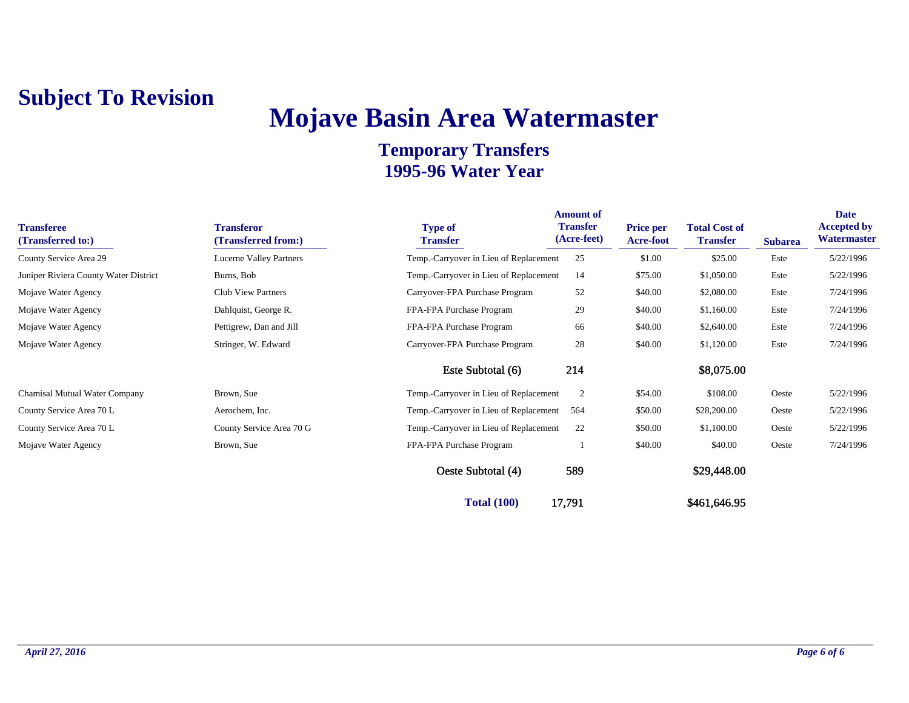**Subject To Revision**

# Mojave Basin Area Watermaster

## Temporary Transfers
## 1995-96 Water Year

| Transferee (Transferred to:) | Transferor (Transferred from:) | Type of Transfer | Amount of Transfer (Acre-feet) | Price per Acre-foot | Total Cost of Transfer | Subarea | Date Accepted by Watermaster |
|---|---|---|---|---|---|---|---|
| County Service Area 29 | Lucerne Valley Partners | Temp.-Carryover in Lieu of Replacement | 25 | $1.00 | $25.00 | Este | 5/22/1996 |
| Juniper Riviera County Water District | Burns, Bob | Temp.-Carryover in Lieu of Replacement | 14 | $75.00 | $1,050.00 | Este | 5/22/1996 |
| Mojave Water Agency | Club View Partners | Carryover-FPA Purchase Program | 52 | $40.00 | $2,080.00 | Este | 7/24/1996 |
| Mojave Water Agency | Dahlquist, George R. | FPA-FPA Purchase Program | 29 | $40.00 | $1,160.00 | Este | 7/24/1996 |
| Mojave Water Agency | Pettigrew, Dan and Jill | FPA-FPA Purchase Program | 66 | $40.00 | $2,640.00 | Este | 7/24/1996 |
| Mojave Water Agency | Stringer, W. Edward | Carryover-FPA Purchase Program | 28 | $40.00 | $1,120.00 | Este | 7/24/1996 |
| | | Este Subtotal (6) | 214 | | $8,075.00 | | |
| Chamisal Mutual Water Company | Brown, Sue | Temp.-Carryover in Lieu of Replacement | 2 | $54.00 | $108.00 | Oeste | 5/22/1996 |
| County Service Area 70 L | Aerochem, Inc. | Temp.-Carryover in Lieu of Replacement | 564 | $50.00 | $28,200.00 | Oeste | 5/22/1996 |
| County Service Area 70 L | County Service Area 70 G | Temp.-Carryover in Lieu of Replacement | 22 | $50.00 | $1,100.00 | Oeste | 5/22/1996 |
| Mojave Water Agency | Brown, Sue | FPA-FPA Purchase Program | 1 | $40.00 | $40.00 | Oeste | 7/24/1996 |
| | | Oeste Subtotal (4) | 589 | | $29,448.00 | | |
| | | **Total (100)** | 17,791 | | $461,646.95 | | |

*April 27, 2016*